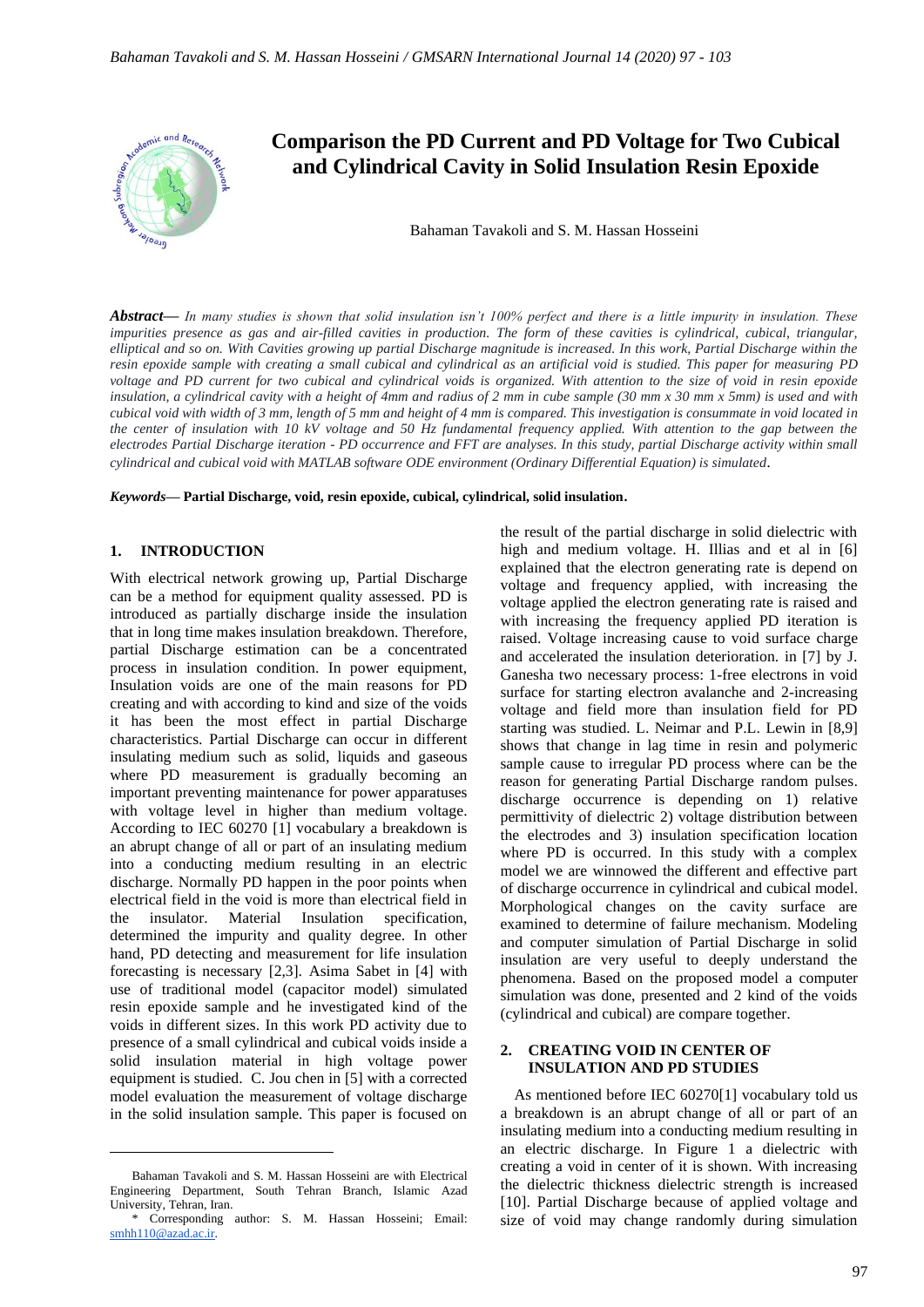# Comparison the PD Current and PD Voltage for Two Cubical and Cylindrical Cavity in Solid Insulation Resin Epoxide

Bahaman Tavakoli and S. M. Hassan Hosseini

***Abstract*— *In many studies is shown that solid insulation isn't 100% perfect and there is a little impurity in insulation. These impurities presence as gas and air-filled cavities in production. The form of these cavities is cylindrical, cubical, triangular, elliptical and so on. With Cavities growing up partial Discharge magnitude is increased. In this work, Partial Discharge within the resin epoxide sample with creating a small cubical and cylindrical as an artificial void is studied. This paper for measuring PD voltage and PD current for two cubical and cylindrical voids is organized. With attention to the size of void in resin epoxide insulation, a cylindrical cavity with a height of 4mm and radius of 2 mm in cube sample (30 mm x 30 mm x 5mm) is used and with cubical void with width of 3 mm, length of 5 mm and height of 4 mm is compared. This investigation is consummate in void located in the center of insulation with 10 kV voltage and 50 Hz fundamental frequency applied. With attention to the gap between the electrodes Partial Discharge iteration - PD occurrence and FFT are analyses. In this study, partial Discharge activity within small cylindrical and cubical void with MATLAB software ODE environment (Ordinary Differential Equation) is simulated*.**

***Keywords*— Partial Discharge, void, resin epoxide, cubical, cylindrical, solid insulation.**

## 1. INTRODUCTION

With electrical network growing up, Partial Discharge can be a method for equipment quality assessed. PD is introduced as partially discharge inside the insulation that in long time makes insulation breakdown. Therefore, partial Discharge estimation can be a concentrated process in insulation condition. In power equipment, Insulation voids are one of the main reasons for PD creating and with according to kind and size of the voids it has been the most effect in partial Discharge characteristics. Partial Discharge can occur in different insulating medium such as solid, liquids and gaseous where PD measurement is gradually becoming an important preventing maintenance for power apparatuses with voltage level in higher than medium voltage. According to IEC 60270 [1] vocabulary a breakdown is an abrupt change of all or part of an insulating medium into a conducting medium resulting in an electric discharge. Normally PD happen in the poor points when electrical field in the void is more than electrical field in the insulator. Material Insulation specification, determined the impurity and quality degree. In other hand, PD detecting and measurement for life insulation forecasting is necessary [2,3]. Asima Sabet in [4] with use of traditional model (capacitor model) simulated resin epoxide sample and he investigated kind of the voids in different sizes. In this work PD activity due to presence of a small cylindrical and cubical voids inside a solid insulation material in high voltage power equipment is studied. C. Jou chen in [5] with a corrected model evaluation the measurement of voltage discharge in the solid insulation sample. This paper is focused on the result of the partial discharge in solid dielectric with high and medium voltage. H. Illias and et al in [6] explained that the electron generating rate is depend on voltage and frequency applied, with increasing the voltage applied the electron generating rate is raised and with increasing the frequency applied PD iteration is raised. Voltage increasing cause to void surface charge and accelerated the insulation deterioration. in [7] by J. Ganesha two necessary process: 1-free electrons in void surface for starting electron avalanche and 2-increasing voltage and field more than insulation field for PD starting was studied. L. Neimar and P.L. Lewin in [8,9] shows that change in lag time in resin and polymeric sample cause to irregular PD process where can be the reason for generating Partial Discharge random pulses. discharge occurrence is depending on 1) relative permittivity of dielectric 2) voltage distribution between the electrodes and 3) insulation specification location where PD is occurred. In this study with a complex model we are winnowed the different and effective part of discharge occurrence in cylindrical and cubical model. Morphological changes on the cavity surface are examined to determine of failure mechanism. Modeling and computer simulation of Partial Discharge in solid insulation are very useful to deeply understand the phenomena. Based on the proposed model a computer simulation was done, presented and 2 kind of the voids (cylindrical and cubical) are compare together.

## 2. CREATING VOID IN CENTER OF INSULATION AND PD STUDIES

As mentioned before IEC 60270[1] vocabulary told us a breakdown is an abrupt change of all or part of an insulating medium into a conducting medium resulting in an electric discharge. In Figure 1 a dielectric with creating a void in center of it is shown. With increasing the dielectric thickness dielectric strength is increased [10]. Partial Discharge because of applied voltage and size of void may change randomly during simulation

---

Bahaman Tavakoli and S. M. Hassan Hosseini are with Electrical Engineering Department, South Tehran Branch, Islamic Azad University, Tehran, Iran.

\* Corresponding author: S. M. Hassan Hosseini; Email: smhh110@azad.ac.ir.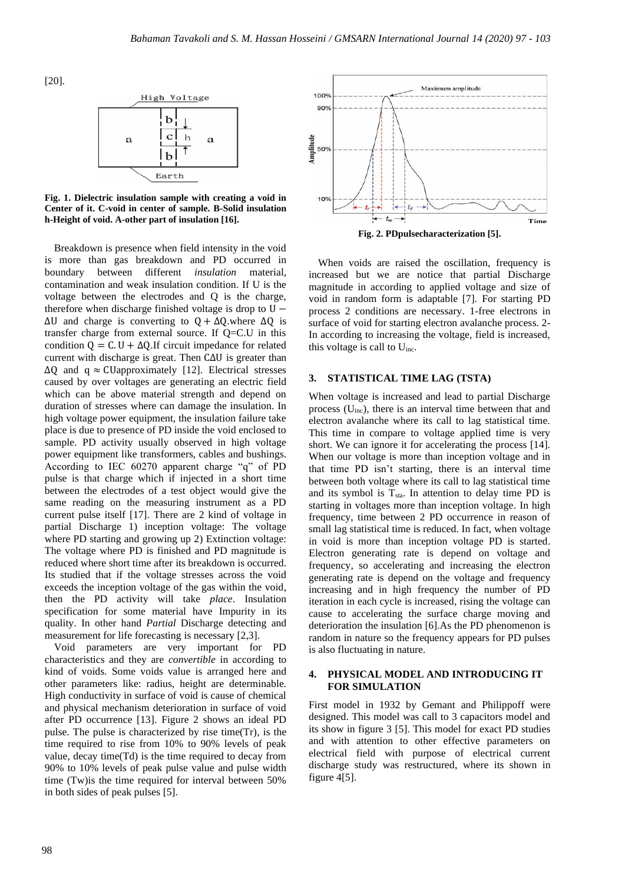[20].

**Fig. 1. Dielectric insulation sample with creating a void in Center of it. C-void in center of sample. B-Solid insulation h-Height of void. A-other part of insulation [16].**

Breakdown is presence when field intensity in the void is more than gas breakdown and PD occurred in boundary between different *insulation* material, contamination and weak insulation condition. If U is the voltage between the electrodes and Q is the charge, therefore when discharge finished voltage is drop to $U - \Delta U$ and charge is converting to $Q + \Delta Q$.where $\Delta Q$ is transfer charge from external source. If Q=C.U in this condition $Q = C.U + \Delta Q$.If circuit impedance for related current with discharge is great. Then $C\Delta U$ is greater than $\Delta Q$ and $q \approx CU$approximately [12]. Electrical stresses caused by over voltages are generating an electric field which can be above material strength and depend on duration of stresses where can damage the insulation. In high voltage power equipment, the insulation failure take place is due to presence of PD inside the void enclosed to sample. PD activity usually observed in high voltage power equipment like transformers, cables and bushings. According to IEC 60270 apparent charge "q" of PD pulse is that charge which if injected in a short time between the electrodes of a test object would give the same reading on the measuring instrument as a PD current pulse itself [17]. There are 2 kind of voltage in partial Discharge 1) inception voltage: The voltage where PD starting and growing up 2) Extinction voltage: The voltage where PD is finished and PD magnitude is reduced where short time after its breakdown is occurred. Its studied that if the voltage stresses across the void exceeds the inception voltage of the gas within the void, then the PD activity will take *place*. Insulation specification for some material have Impurity in its quality. In other hand *Partial* Discharge detecting and measurement for life forecasting is necessary [2,3].

Void parameters are very important for PD characteristics and they are *convertible* in according to kind of voids. Some voids value is arranged here and other parameters like: radius, height are determinable. High conductivity in surface of void is cause of chemical and physical mechanism deterioration in surface of void after PD occurrence [13]. Figure 2 shows an ideal PD pulse. The pulse is characterized by rise time(Tr), is the time required to rise from 10% to 90% levels of peak value, decay time(Td) is the time required to decay from 90% to 10% levels of peak pulse value and pulse width time (Tw)is the time required for interval between 50% in both sides of peak pulses [5].

**Fig. 2. PDpulsecharacterization [5].**

When voids are raised the oscillation, frequency is increased but we are notice that partial Discharge magnitude in according to applied voltage and size of void in random form is adaptable [7]. For starting PD process 2 conditions are necessary. 1-free electrons in surface of void for starting electron avalanche process. 2- In according to increasing the voltage, field is increased, this voltage is call to $U_{inc}$.

## 3. STATISTICAL TIME LAG (TSTA)

When voltage is increased and lead to partial Discharge process ($U_{inc}$), there is an interval time between that and electron avalanche where its call to lag statistical time. This time in compare to voltage applied time is very short. We can ignore it for accelerating the process [14]. When our voltage is more than inception voltage and in that time PD isn't starting, there is an interval time between both voltage where its call to lag statistical time and its symbol is $T_{sta}$. In attention to delay time PD is starting in voltages more than inception voltage. In high frequency, time between 2 PD occurrence in reason of small lag statistical time is reduced. In fact, when voltage in void is more than inception voltage PD is started. Electron generating rate is depend on voltage and frequency, so accelerating and increasing the electron generating rate is depend on the voltage and frequency increasing and in high frequency the number of PD iteration in each cycle is increased, rising the voltage can cause to accelerating the surface charge moving and deterioration the insulation [6].As the PD phenomenon is random in nature so the frequency appears for PD pulses is also fluctuating in nature.

## 4. PHYSICAL MODEL AND INTRODUCING IT FOR SIMULATION

First model in 1932 by Gemant and Philippoff were designed. This model was call to 3 capacitors model and its show in figure 3 [5]. This model for exact PD studies and with attention to other effective parameters on electrical field with purpose of electrical current discharge study was restructured, where its shown in figure 4[5].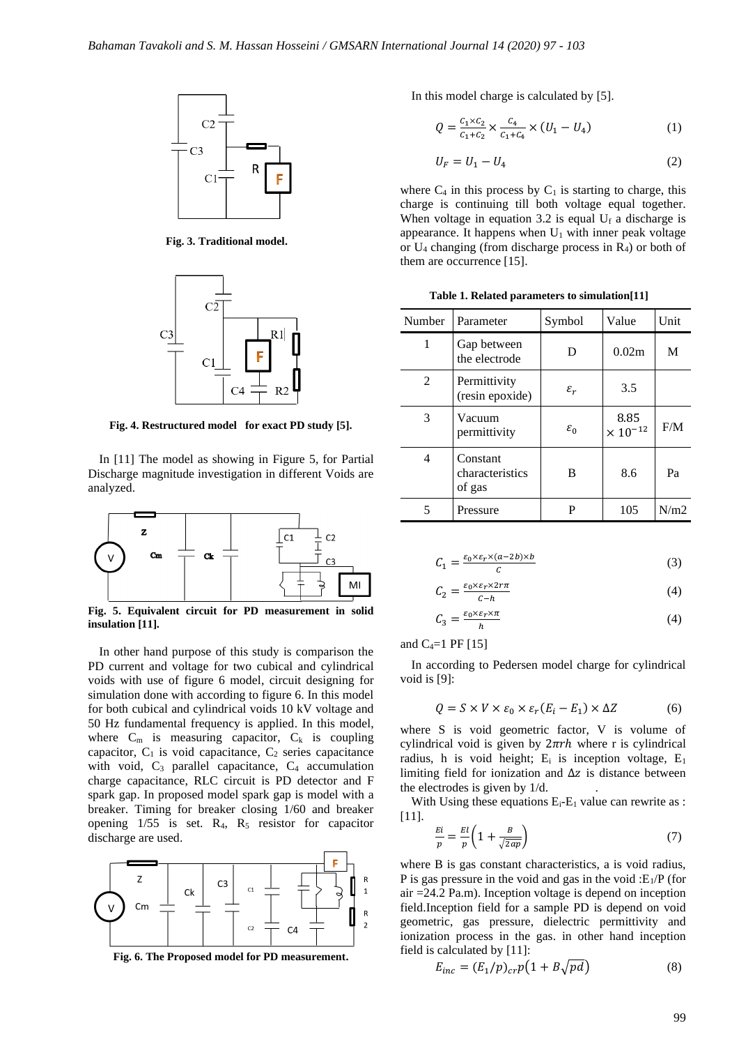Fig. 3. Traditional model.

Fig. 4. Restructured model for exact PD study [5].

In [11] The model as showing in Figure 5, for Partial Discharge magnitude investigation in different Voids are analyzed.

Fig. 5. Equivalent circuit for PD measurement in solid insulation [11].

In other hand purpose of this study is comparison the PD current and voltage for two cubical and cylindrical voids with use of figure 6 model, circuit designing for simulation done with according to figure 6. In this model for both cubical and cylindrical voids 10 kV voltage and 50 Hz fundamental frequency is applied. In this model, where $C_m$ is measuring capacitor, $C_k$ is coupling capacitor, $C_1$ is void capacitance, $C_2$ series capacitance with void, $C_3$ parallel capacitance, $C_4$ accumulation charge capacitance, RLC circuit is PD detector and F spark gap. In proposed model spark gap is model with a breaker. Timing for breaker closing 1/60 and breaker opening 1/55 is set. $R_4$, $R_5$ resistor for capacitor discharge are used.

Fig. 6. The Proposed model for PD measurement.

In this model charge is calculated by [5].

$$Q = \frac{C_1 \times C_2}{C_1 + C_2} \times \frac{C_4}{C_1 + C_4} \times (U_1 - U_4) \tag{1}$$

$$U_F = U_1 - U_4 \tag{2}$$

where $C_4$ in this process by $C_1$ is starting to charge, this charge is continuing till both voltage equal together. When voltage in equation 3.2 is equal $U_f$ a discharge is appearance. It happens when $U_1$ with inner peak voltage or $U_4$ changing (from discharge process in $R_4$) or both of them are occurrence [15].

**Table 1. Related parameters to simulation[11]**

| Number | Parameter | Symbol | Value | Unit |
|---|---|---|---|---|
| 1 | Gap between the electrode | D | 0.02m | M |
| 2 | Permittivity (resin epoxide) | $\varepsilon_r$ | 3.5 | |
| 3 | Vacuum permittivity | $\varepsilon_0$ | $8.85 \times 10^{-12}$ | F/M |
| 4 | Constant characteristics of gas | B | 8.6 | Pa |
| 5 | Pressure | P | 105 | N/m2 |

$$C_1 = \frac{\varepsilon_0 \times \varepsilon_r \times (a - 2b) \times b}{C} \tag{3}$$

$$C_2 = \frac{\varepsilon_0 \times \varepsilon_r \times 2r\pi}{C - h} \tag{4}$$

$$C_3 = \frac{\varepsilon_0 \times \varepsilon_r \times \pi}{h} \tag{4}$$

and $C_4$=1 PF [15]

In according to Pedersen model charge for cylindrical void is [9]:

$$Q = S \times V \times \varepsilon_0 \times \varepsilon_r (E_i - E_1) \times \Delta Z \tag{6}$$

where S is void geometric factor, V is volume of cylindrical void is given by $2\pi rh$ where r is cylindrical radius, h is void height; $E_i$ is inception voltage, $E_1$ limiting field for ionization and $\Delta z$ is distance between the electrodes is given by 1/d.

With Using these equations $E_i$-$E_1$ value can rewrite as : [11].

$$\frac{Ei}{p} = \frac{El}{p}\left(1 + \frac{B}{\sqrt{2ap}}\right) \tag{7}$$

where B is gas constant characteristics, a is void radius, P is gas pressure in the void and gas in the void :$E_1$/P (for air =24.2 Pa.m). Inception voltage is depend on inception field.Inception field for a sample PD is depend on void geometric, gas pressure, dielectric permittivity and ionization process in the gas. in other hand inception field is calculated by [11]:

$$E_{inc} = (E_1/p)_{cr} p\left(1 + B\sqrt{pd}\right) \tag{8}$$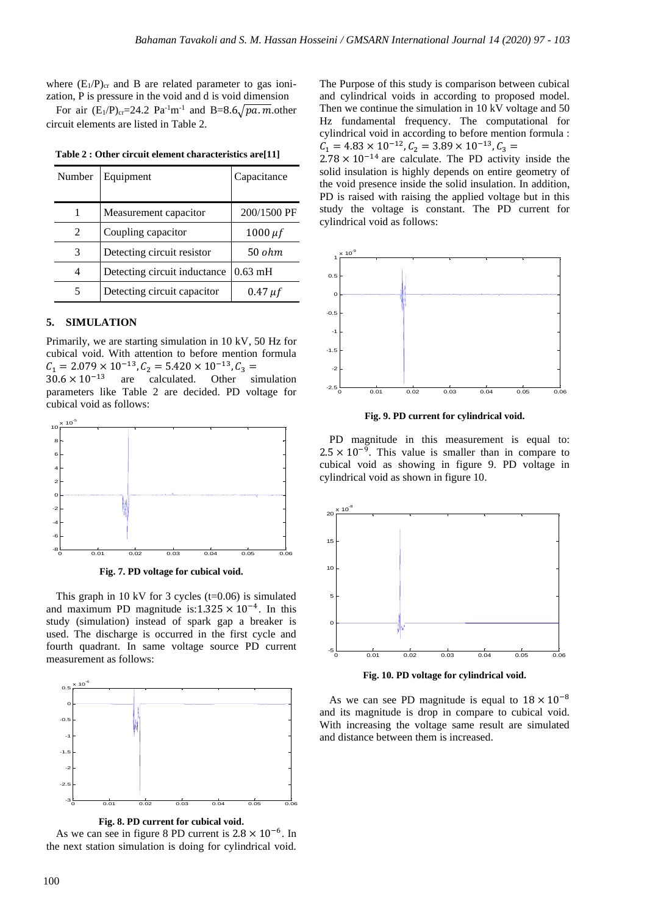where $(E_1/P)_{cr}$ and B are related parameter to gas ionization, P is pressure in the void and d is void dimension

For air $(E_1/P)_{cr}$=24.2 $Pa^{-1}m^{-1}$ and B=$8.6\sqrt{pa.m}$.other circuit elements are listed in Table 2.

**Table 2 : Other circuit element characteristics are[11]**

| Number | Equipment | Capacitance |
|---|---|---|
| 1 | Measurement capacitor | 200/1500 PF |
| 2 | Coupling capacitor | $1000\,\mu f$ |
| 3 | Detecting circuit resistor | $50\,ohm$ |
| 4 | Detecting circuit inductance | 0.63 mH |
| 5 | Detecting circuit capacitor | $0.47\,\mu f$ |

## 5. SIMULATION

Primarily, we are starting simulation in 10 kV, 50 Hz for cubical void. With attention to before mention formula $C_1 = 2.079 \times 10^{-13}, C_2 = 5.420 \times 10^{-13}, C_3 = 30.6 \times 10^{-13}$ are calculated. Other simulation parameters like Table 2 are decided. PD voltage for cubical void as follows:

**Fig. 7. PD voltage for cubical void.**

This graph in 10 kV for 3 cycles (t=0.06) is simulated and maximum PD magnitude is:$1.325 \times 10^{-4}$. In this study (simulation) instead of spark gap a breaker is used. The discharge is occurred in the first cycle and fourth quadrant. In same voltage source PD current measurement as follows:

**Fig. 8. PD current for cubical void.**

As we can see in figure 8 PD current is $2.8 \times 10^{-6}$. In the next station simulation is doing for cylindrical void. The Purpose of this study is comparison between cubical and cylindrical voids in according to proposed model. Then we continue the simulation in 10 kV voltage and 50 Hz fundamental frequency. The computational for cylindrical void in according to before mention formula : $C_1 = 4.83 \times 10^{-12}, C_2 = 3.89 \times 10^{-13}, C_3 = 2.78 \times 10^{-14}$ are calculate. The PD activity inside the solid insulation is highly depends on entire geometry of the void presence inside the solid insulation. In addition, PD is raised with raising the applied voltage but in this study the voltage is constant. The PD current for cylindrical void as follows:

**Fig. 9. PD current for cylindrical void.**

PD magnitude in this measurement is equal to: $2.5 \times 10^{-9}$. This value is smaller than in compare to cubical void as showing in figure 9. PD voltage in cylindrical void as shown in figure 10.

**Fig. 10. PD voltage for cylindrical void.**

As we can see PD magnitude is equal to $18 \times 10^{-8}$ and its magnitude is drop in compare to cubical void. With increasing the voltage same result are simulated and distance between them is increased.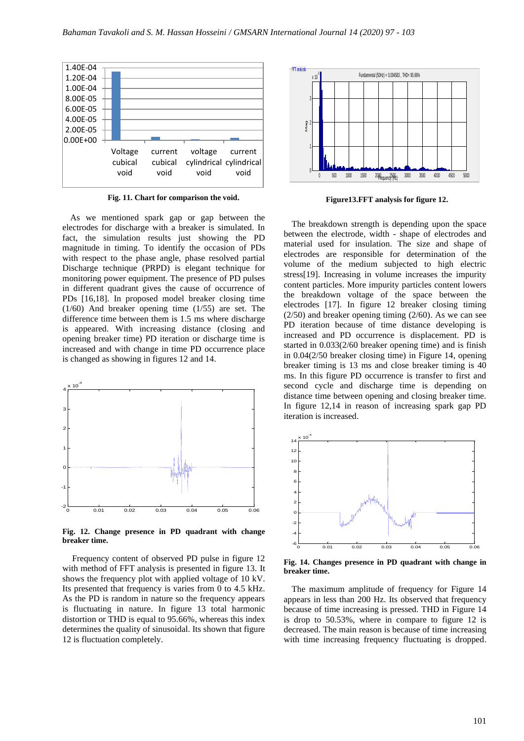**Fig. 11. Chart for comparison the void.**

As we mentioned spark gap or gap between the electrodes for discharge with a breaker is simulated. In fact, the simulation results just showing the PD magnitude in timing. To identify the occasion of PDs with respect to the phase angle, phase resolved partial Discharge technique (PRPD) is elegant technique for monitoring power equipment. The presence of PD pulses in different quadrant gives the cause of occurrence of PDs [16,18]. In proposed model breaker closing time (1/60) And breaker opening time (1/55) are set. The difference time between them is 1.5 ms where discharge is appeared. With increasing distance (closing and opening breaker time) PD iteration or discharge time is increased and with change in time PD occurrence place is changed as showing in figures 12 and 14.

**Fig. 12. Change presence in PD quadrant with change breaker time.**

Frequency content of observed PD pulse in figure 12 with method of FFT analysis is presented in figure 13. It shows the frequency plot with applied voltage of 10 kV. Its presented that frequency is varies from 0 to 4.5 kHz. As the PD is random in nature so the frequency appears is fluctuating in nature. In figure 13 total harmonic distortion or THD is equal to 95.66%, whereas this index determines the quality of sinusoidal. Its shown that figure 12 is fluctuation completely.

**Figure13.FFT analysis for figure 12.**

The breakdown strength is depending upon the space between the electrode, width - shape of electrodes and material used for insulation. The size and shape of electrodes are responsible for determination of the volume of the medium subjected to high electric stress[19]. Increasing in volume increases the impurity content particles. More impurity particles content lowers the breakdown voltage of the space between the electrodes [17]. In figure 12 breaker closing timing (2/50) and breaker opening timing (2/60). As we can see PD iteration because of time distance developing is increased and PD occurrence is displacement. PD is started in 0.033(2/60 breaker opening time) and is finish in 0.04(2/50 breaker closing time) in Figure 14, opening breaker timing is 13 ms and close breaker timing is 40 ms. In this figure PD occurrence is transfer to first and second cycle and discharge time is depending on distance time between opening and closing breaker time. In figure 12,14 in reason of increasing spark gap PD iteration is increased.

**Fig. 14. Changes presence in PD quadrant with change in breaker time.**

The maximum amplitude of frequency for Figure 14 appears in less than 200 Hz. Its observed that frequency because of time increasing is pressed. THD in Figure 14 is drop to 50.53%, where in compare to figure 12 is decreased. The main reason is because of time increasing with time increasing frequency fluctuating is dropped.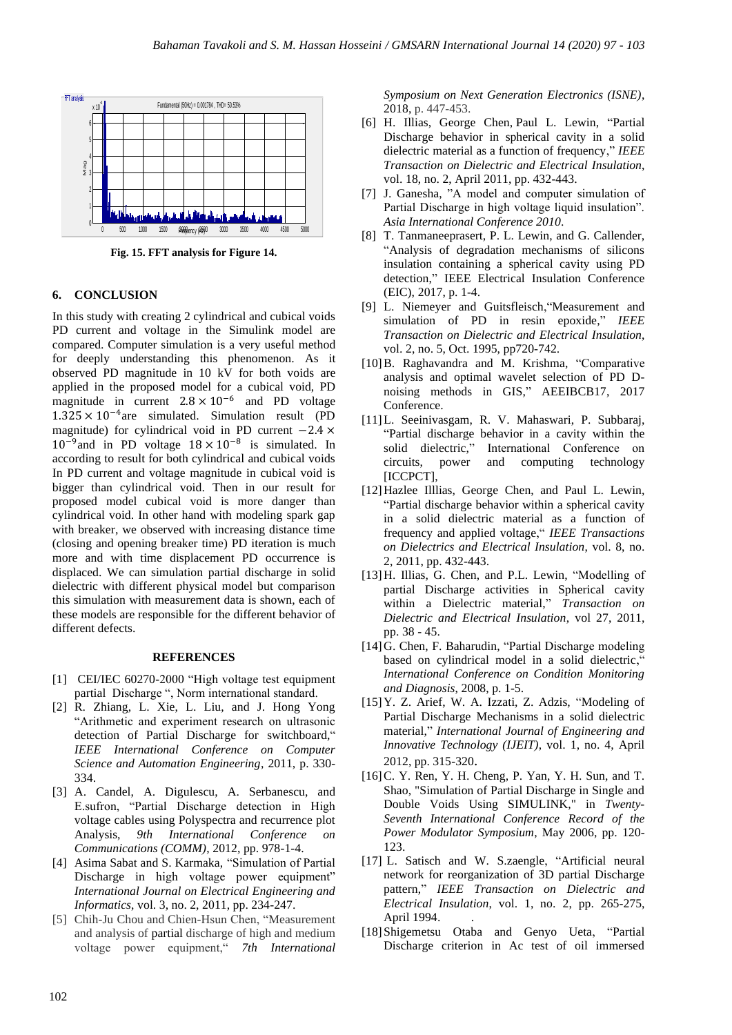Fig. 15. FFT analysis for Figure 14.

## 6. CONCLUSION

In this study with creating 2 cylindrical and cubical voids PD current and voltage in the Simulink model are compared. Computer simulation is a very useful method for deeply understanding this phenomenon. As it observed PD magnitude in 10 kV for both voids are applied in the proposed model for a cubical void, PD magnitude in current $2.8 \times 10^{-6}$ and PD voltage $1.325 \times 10^{-4}$are simulated. Simulation result (PD magnitude) for cylindrical void in PD current $-2.4 \times 10^{-9}$and in PD voltage $18 \times 10^{-8}$ is simulated. In according to result for both cylindrical and cubical voids In PD current and voltage magnitude in cubical void is bigger than cylindrical void. Then in our result for proposed model cubical void is more danger than cylindrical void. In other hand with modeling spark gap with breaker, we observed with increasing distance time (closing and opening breaker time) PD iteration is much more and with time displacement PD occurrence is displaced. We can simulation partial discharge in solid dielectric with different physical model but comparison this simulation with measurement data is shown, each of these models are responsible for the different behavior of different defects.

## REFERENCES

[1] CEI/IEC 60270-2000 "High voltage test equipment partial Discharge ", Norm international standard.

[2] R. Zhiang, L. Xie, L. Liu, and J. Hong Yong "Arithmetic and experiment research on ultrasonic detection of Partial Discharge for switchboard," *IEEE International Conference on Computer Science and Automation Engineering*, 2011, p. 330-334.

[3] A. Candel, A. Digulescu, A. Serbanescu, and E.sufron, "Partial Discharge detection in High voltage cables using Polyspectra and recurrence plot Analysis, *9th International Conference on Communications (COMM)*, 2012, pp. 978-1-4.

[4] Asima Sabat and S. Karmaka, "Simulation of Partial Discharge in high voltage power equipment" *International Journal on Electrical Engineering and Informatics*, vol. 3, no. 2, 2011, pp. 234-247.

[5] Chih-Ju Chou and Chien-Hsun Chen, "Measurement and analysis of partial discharge of high and medium voltage power equipment," *7th International Symposium on Next Generation Electronics (ISNE)*, 2018, p. 447-453.

[6] H. Illias, George Chen, Paul L. Lewin, "Partial Discharge behavior in spherical cavity in a solid dielectric material as a function of frequency," *IEEE Transaction on Dielectric and Electrical Insulation*, vol. 18, no. 2, April 2011, pp. 432-443.

[7] J. Ganesha, "A model and computer simulation of Partial Discharge in high voltage liquid insulation". *Asia International Conference 2010*.

[8] T. Tanmaneeprasert, P. L. Lewin, and G. Callender, "Analysis of degradation mechanisms of silicons insulation containing a spherical cavity using PD detection," IEEE Electrical Insulation Conference (EIC), 2017, p. 1-4.

[9] L. Niemeyer and Guitsfleisch,"Measurement and simulation of PD in resin epoxide," *IEEE Transaction on Dielectric and Electrical Insulation*, vol. 2, no. 5, Oct. 1995, pp720-742.

[10] B. Raghavandra and M. Krishma, "Comparative analysis and optimal wavelet selection of PD D-noising methods in GIS," AEEIBCB17, 2017 Conference.

[11] L. Seeinivasgam, R. V. Mahaswari, P. Subbaraj, "Partial discharge behavior in a cavity within the solid dielectric," International Conference on circuits, power and computing technology [ICCPCT],

[12] Hazlee Illlias, George Chen, and Paul L. Lewin, "Partial discharge behavior within a spherical cavity in a solid dielectric material as a function of frequency and applied voltage," *IEEE Transactions on Dielectrics and Electrical Insulation*, vol. 8, no. 2, 2011, pp. 432-443.

[13] H. Illias, G. Chen, and P.L. Lewin, "Modelling of partial Discharge activities in Spherical cavity within a Dielectric material," *Transaction on Dielectric and Electrical Insulation*, vol 27, 2011, pp. 38 - 45.

[14] G. Chen, F. Baharudin, "Partial Discharge modeling based on cylindrical model in a solid dielectric," *International Conference on Condition Monitoring and Diagnosis*, 2008, p. 1-5.

[15] Y. Z. Arief, W. A. Izzati, Z. Adzis, "Modeling of Partial Discharge Mechanisms in a solid dielectric material," *International Journal of Engineering and Innovative Technology (IJEIT)*, vol. 1, no. 4, April 2012, pp. 315-320.

[16] C. Y. Ren, Y. H. Cheng, P. Yan, Y. H. Sun, and T. Shao, "Simulation of Partial Discharge in Single and Double Voids Using SIMULINK," in *Twenty-Seventh International Conference Record of the Power Modulator Symposium*, May 2006, pp. 120-123.

[17] L. Satisch and W. S.zaengle, "Artificial neural network for reorganization of 3D partial Discharge pattern," *IEEE Transaction on Dielectric and Electrical Insulation*, vol. 1, no. 2, pp. 265-275, April 1994.

[18] Shigemetsu Otaba and Genyo Ueta, "Partial Discharge criterion in Ac test of oil immersed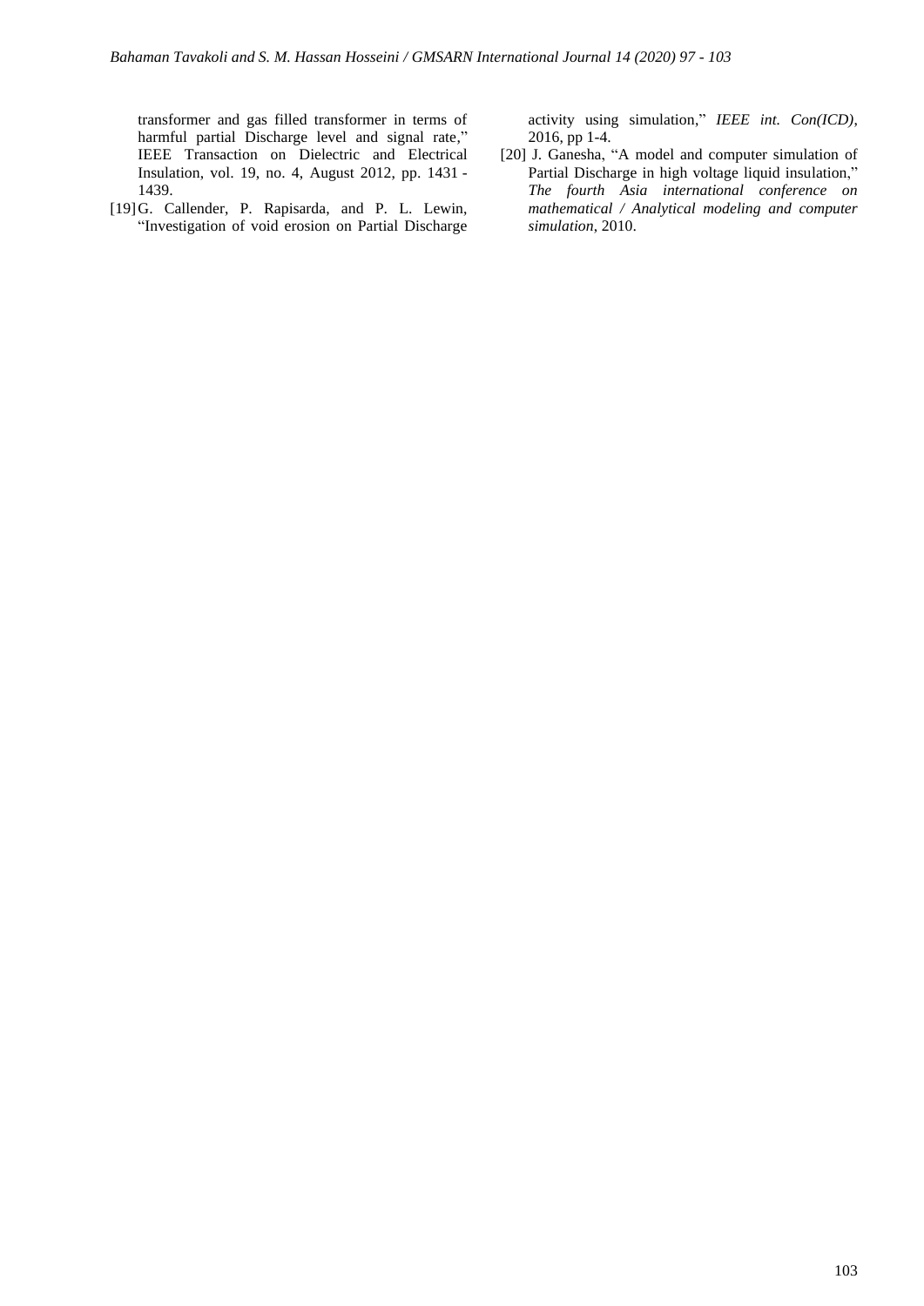transformer and gas filled transformer in terms of harmful partial Discharge level and signal rate," IEEE Transaction on Dielectric and Electrical Insulation, vol. 19, no. 4, August 2012, pp. 1431 - 1439.

[19] G. Callender, P. Rapisarda, and P. L. Lewin, "Investigation of void erosion on Partial Discharge activity using simulation," *IEEE int. Con(ICD)*, 2016, pp 1-4.

[20] J. Ganesha, "A model and computer simulation of Partial Discharge in high voltage liquid insulation," *The fourth Asia international conference on mathematical / Analytical modeling and computer simulation*, 2010.